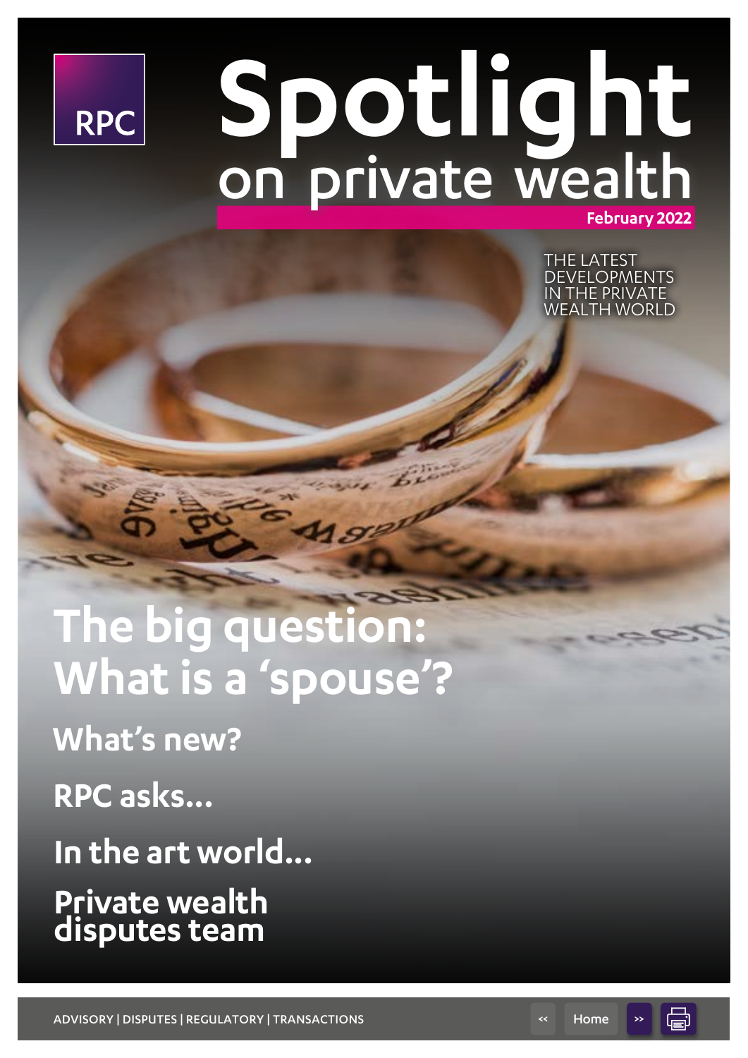RPC

# Spotlight on private wealth

**February 2022**

THE LATEST DEVELOPMENTS IN THE PRIVATE WEALTH WORLD

## The big question: What is a 'spouse'?

### What's new?

### RPC asks...

### In the art world...

### Private wealth disputes team

ADVISORY | DISPUTES | REGULATORY | TRANSACTIONS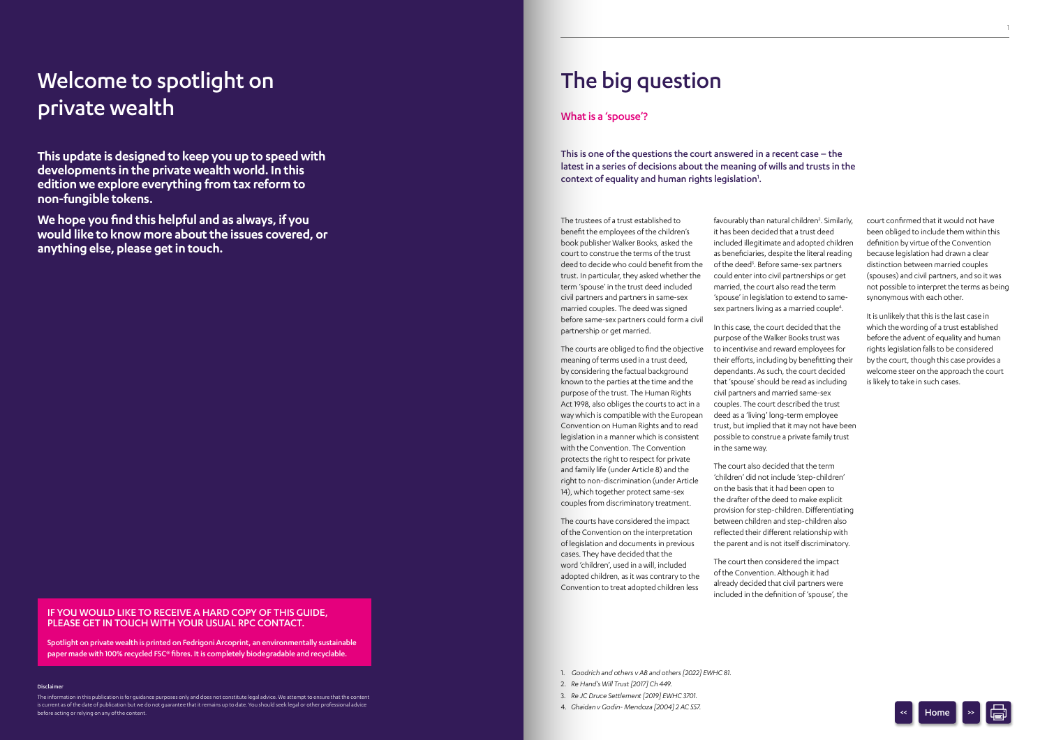# Welcome to spotlight on private wealth

**This update is designed to keep you up to speed with developments in the private wealth world. In this edition we explore everything from tax reform to non-fungible tokens.**

**We hope you find this helpful and as always, if you would like to know more about the issues covered, or anything else, please get in touch.**

**IF YOU WOULD LIKE TO RECEIVE A HARD COPY OF THIS GUIDE, PLEASE GET IN TOUCH WITH YOUR USUAL RPC CONTACT.**

**Spotlight on private wealth is printed on Fedrigoni Arcoprint, an environmentally sustainable paper made with 100% recycled FSC® fibres. It is completely biodegradable and recyclable.**

**Disclaimer**

The information in this publication is for guidance purposes only and does not constitute legal advice. We attempt to ensure that the content is current as of the date of publication but we do not guarantee that it remains up to date. You should seek legal or other professional advice before acting or relying on any of the content.

# The big question

## What is a 'spouse'?

This is one of the questions the court answered in a recent case – the latest in a series of decisions about the meaning of wills and trusts in the context of equality and human rights legislation[1].

The trustees of a trust established to benefit the employees of the children's book publisher Walker Books, asked the court to construe the terms of the trust deed to decide who could benefit from the trust. In particular, they asked whether the term 'spouse' in the trust deed included civil partners and partners in same-sex married couples. The deed was signed before same-sex partners could form a civil partnership or get married.

The courts are obliged to find the objective meaning of terms used in a trust deed, by considering the factual background known to the parties at the time and the purpose of the trust. The Human Rights Act 1998, also obliges the courts to act in a way which is compatible with the European Convention on Human Rights and to read legislation in a manner which is consistent with the Convention. The Convention protects the right to respect for private and family life (under Article 8) and the right to non-discrimination (under Article 14), which together protect same-sex couples from discriminatory treatment.

The courts have considered the impact of the Convention on the interpretation of legislation and documents in previous cases. They have decided that the word 'children', used in a will, included adopted children, as it was contrary to the Convention to treat adopted children less favourably than natural children[2]. Similarly, it has been decided that a trust deed included illegitimate and adopted children as beneficiaries, despite the literal reading of the deed[3]. Before same-sex partners could enter into civil partnerships or get married, the court also read the term 'spouse' in legislation to extend to same-sex partners living as a married couple[4].

In this case, the court decided that the purpose of the Walker Books trust was to incentivise and reward employees for their efforts, including by benefitting their dependants. As such, the court decided that 'spouse' should be read as including civil partners and married same-sex couples. The court described the trust deed as a 'living' long-term employee trust, but implied that it may not have been possible to construe a private family trust in the same way.

The court also decided that the term 'children' did not include 'step-children' on the basis that it had been open to the drafter of the deed to make explicit provision for step-children. Differentiating between children and step-children also reflected their different relationship with the parent and is not itself discriminatory.

The court then considered the impact of the Convention. Although it had already decided that civil partners were included in the definition of 'spouse', the court confirmed that it would not have been obliged to include them within this definition by virtue of the Convention because legislation had drawn a clear distinction between married couples (spouses) and civil partners, and so it was not possible to interpret the terms as being synonymous with each other.

It is unlikely that this is the last case in which the wording of a trust established before the advent of equality and human rights legislation falls to be considered by the court, though this case provides a welcome steer on the approach the court is likely to take in such cases.

1. *Goodrich and others v AB and others [2022] EWHC 81.*
2. *Re Hand's Will Trust [2017] Ch 449.*
3. *Re JC Druce Settlement [2019] EWHC 3701.*
4. *Ghaidan v Godin- Mendoza [2004] 2 AC 557.*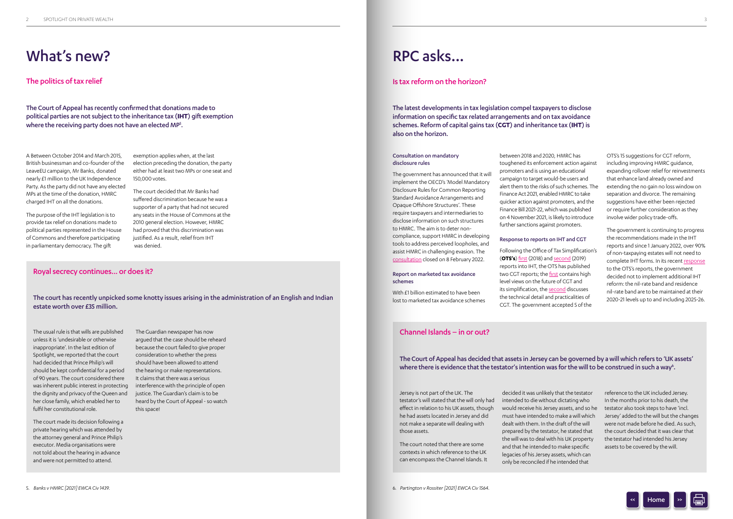# What's new?

## The politics of tax relief

**The Court of Appeal has recently confirmed that donations made to political parties are not subject to the inheritance tax (IHT) gift exemption where the receiving party does not have an elected MP[5].**

A Between October 2014 and March 2015, British businessman and co-founder of the LeaveEU campaign, Mr Banks, donated nearly £1 million to the UK Independence Party. As the party did not have any elected MPs at the time of the donation, HMRC charged IHT on all the donations.

The purpose of the IHT legislation is to provide tax relief on donations made to political parties represented in the House of Commons and therefore participating in parliamentary democracy. The gift exemption applies when, at the last election preceding the donation, the party either had at least two MPs or one seat and 150,000 votes.

The court decided that Mr Banks had suffered discrimination because he was a supporter of a party that had not secured any seats in the House of Commons at the 2010 general election. However, HMRC had proved that this discrimination was justified. As a result, relief from IHT was denied.

## Royal secrecy continues... or does it?

**The court has recently unpicked some knotty issues arising in the administration of an English and Indian estate worth over £35 million.**

The usual rule is that wills are published unless it is 'undesirable or otherwise inappropriate'. In the last edition of Spotlight, we reported that the court had decided that Prince Philip's will should be kept confidential for a period of 90 years. The court considered there was inherent public interest in protecting the dignity and privacy of the Queen and her close family, which enabled her to fulfil her constitutional role.

The court made its decision following a private hearing which was attended by the attorney general and Prince Philip's executor. Media organisations were not told about the hearing in advance and were not permitted to attend.

The Guardian newspaper has now argued that the case should be reheard because the court failed to give proper consideration to whether the press should have been allowed to attend the hearing or make representations. It claims that there was a serious interference with the principle of open justice. The Guardian's claim is to be heard by the Court of Appeal - so watch this space!

5. *Banks v HMRC [2021] EWCA Civ 1439.*

# RPC asks...

## Is tax reform on the horizon?

**The latest developments in tax legislation compel taxpayers to disclose information on specific tax related arrangements and on tax avoidance schemes. Reform of capital gains tax (CGT) and inheritance tax (IHT) is also on the horizon.**

### Consultation on mandatory disclosure rules

The government has announced that it will implement the OECD's 'Model Mandatory Disclosure Rules for Common Reporting Standard Avoidance Arrangements and Opaque Offshore Structures'. These require taxpayers and intermediaries to disclose information on such structures to HMRC. The aim is to deter non-compliance, support HMRC in developing tools to address perceived loopholes, and assist HMRC in challenging evasion. The consultation closed on 8 February 2022.

### Report on marketed tax avoidance schemes

With £1 billion estimated to have been lost to marketed tax avoidance schemes between 2018 and 2020, HMRC has toughened its enforcement action against promoters and is using an educational campaign to target would-be users and alert them to the risks of such schemes. The Finance Act 2021, enabled HMRC to take quicker action against promoters, and the Finance Bill 2021-22, which was published on 4 November 2021, is likely to introduce further sanctions against promoters.

### Response to reports on IHT and CGT

Following the Office of Tax Simplification's (**OTS's**) first (2018) and second (2019) reports into IHT, the OTS has published two CGT reports; the first contains high level views on the future of CGT and its simplification, the second discusses the technical detail and practicalities of CGT. The government accepted 5 of the OTS's 15 suggestions for CGT reform, including improving HMRC guidance, expanding rollover relief for reinvestments that enhance land already owned and extending the no gain no loss window on separation and divorce. The remaining suggestions have either been rejected or require further consideration as they involve wider policy trade-offs.

The government is continuing to progress the recommendations made in the IHT reports and since 1 January 2022, over 90% of non-taxpaying estates will not need to complete IHT forms. In its recent response to the OTS's reports, the government decided not to implement additional IHT reform: the nil-rate band and residence nil-rate band are to be maintained at their 2020-21 levels up to and including 2025-26.

## Channel Islands – in or out?

**The Court of Appeal has decided that assets in Jersey can be governed by a will which refers to 'UK assets' where there is evidence that the testator's intention was for the will to be construed in such a way[6].**

Jersey is not part of the UK. The testator's will stated that the will only had effect in relation to his UK assets, though he had assets located in Jersey and did not make a separate will dealing with those assets.

The court noted that there are some contexts in which reference to the UK can encompass the Channel Islands. It decided it was unlikely that the testator intended to die without dictating who would receive his Jersey assets, and so he must have intended to make a will which dealt with them. In the draft of the will prepared by the testator, he stated that the will was to deal with his UK property and that he intended to make specific legacies of his Jersey assets, which can only be reconciled if he intended that reference to the UK included Jersey. In the months prior to his death, the testator also took steps to have 'incl. Jersey' added to the will but the changes were not made before he died. As such, the court decided that it was clear that the testator had intended his Jersey assets to be covered by the will.

6. *Partington v Rossiter [2021] EWCA Civ 1564.*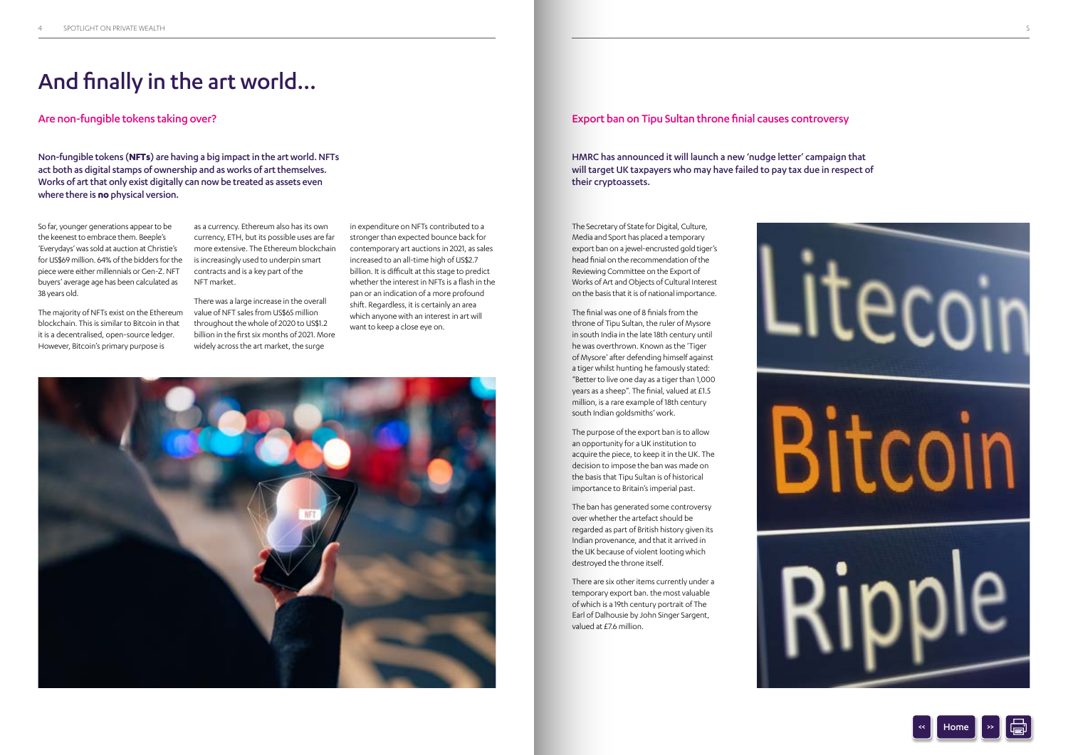# And finally in the art world...

## Are non-fungible tokens taking over?

**Non-fungible tokens (NFTs) are having a big impact in the art world. NFTs act both as digital stamps of ownership and as works of art themselves. Works of art that only exist digitally can now be treated as assets even where there is no physical version.**

So far, younger generations appear to be the keenest to embrace them. Beeple's 'Everydays' was sold at auction at Christie's for US$69 million. 64% of the bidders for the piece were either millennials or Gen-Z. NFT buyers' average age has been calculated as 38 years old.

The majority of NFTs exist on the Ethereum blockchain. This is similar to Bitcoin in that it is a decentralised, open-source ledger. However, Bitcoin's primary purpose is as a currency. Ethereum also has its own currency, ETH, but its possible uses are far more extensive. The Ethereum blockchain is increasingly used to underpin smart contracts and is a key part of the NFT market.

There was a large increase in the overall value of NFT sales from US$65 million throughout the whole of 2020 to US$1.2 billion in the first six months of 2021. More widely across the art market, the surge in expenditure on NFTs contributed to a stronger than expected bounce back for contemporary art auctions in 2021, as sales increased to an all-time high of US$2.7 billion. It is difficult at this stage to predict whether the interest in NFTs is a flash in the pan or an indication of a more profound shift. Regardless, it is certainly an area which anyone with an interest in art will want to keep a close eye on.

## Export ban on Tipu Sultan throne finial causes controversy

**HMRC has announced it will launch a new 'nudge letter' campaign that will target UK taxpayers who may have failed to pay tax due in respect of their cryptoassets.**

The Secretary of State for Digital, Culture, Media and Sport has placed a temporary export ban on a jewel-encrusted gold tiger's head finial on the recommendation of the Reviewing Committee on the Export of Works of Art and Objects of Cultural Interest on the basis that it is of national importance.

The finial was one of 8 finials from the throne of Tipu Sultan, the ruler of Mysore in south India in the late 18th century until he was overthrown. Known as the 'Tiger of Mysore' after defending himself against a tiger whilst hunting he famously stated: "Better to live one day as a tiger than 1,000 years as a sheep". The finial, valued at £1.5 million, is a rare example of 18th century south Indian goldsmiths' work.

The purpose of the export ban is to allow an opportunity for a UK institution to acquire the piece, to keep it in the UK. The decision to impose the ban was made on the basis that Tipu Sultan is of historical importance to Britain's imperial past.

The ban has generated some controversy over whether the artefact should be regarded as part of British history given its Indian provenance, and that it arrived in the UK because of violent looting which destroyed the throne itself.

There are six other items currently under a temporary export ban. the most valuable of which is a 19th century portrait of The Earl of Dalhousie by John Singer Sargent, valued at £7.6 million.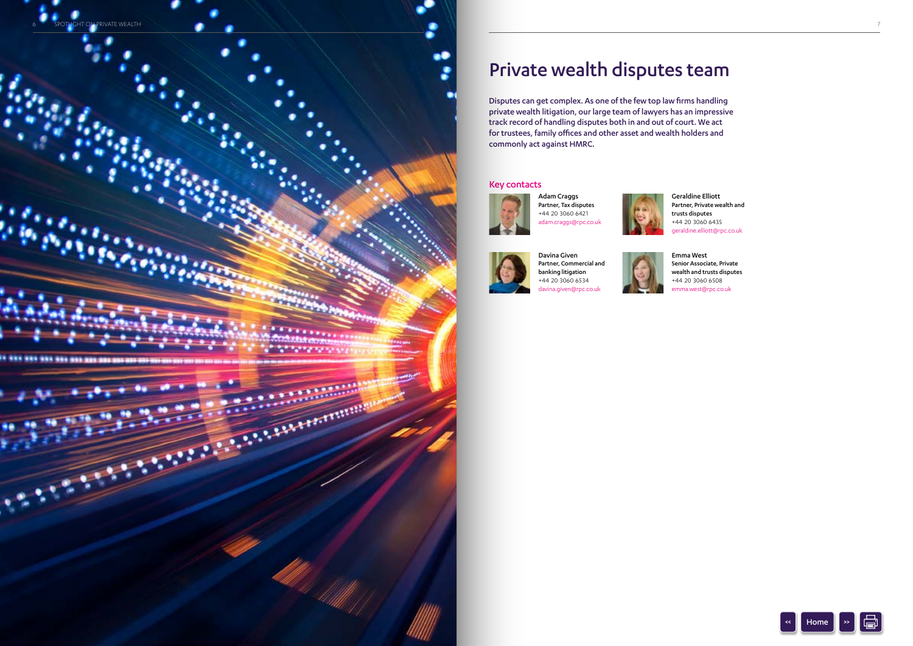# Private wealth disputes team

Disputes can get complex. As one of the few top law firms handling private wealth litigation, our large team of lawyers has an impressive track record of handling disputes both in and out of court. We act for trustees, family offices and other asset and wealth holders and commonly act against HMRC.

## Key contacts

**Adam Craggs**
Partner, Tax disputes
+44 20 3060 6421
adam.craggs@rpc.co.uk

**Geraldine Elliott**
Partner, Private wealth and trusts disputes
+44 20 3060 6435
geraldine.elliott@rpc.co.uk

**Davina Given**
Partner, Commercial and banking litigation
+44 20 3060 6534
davina.given@rpc.co.uk

**Emma West**
Senior Associate, Private wealth and trusts disputes
+44 20 3060 6508
emma.west@rpc.co.uk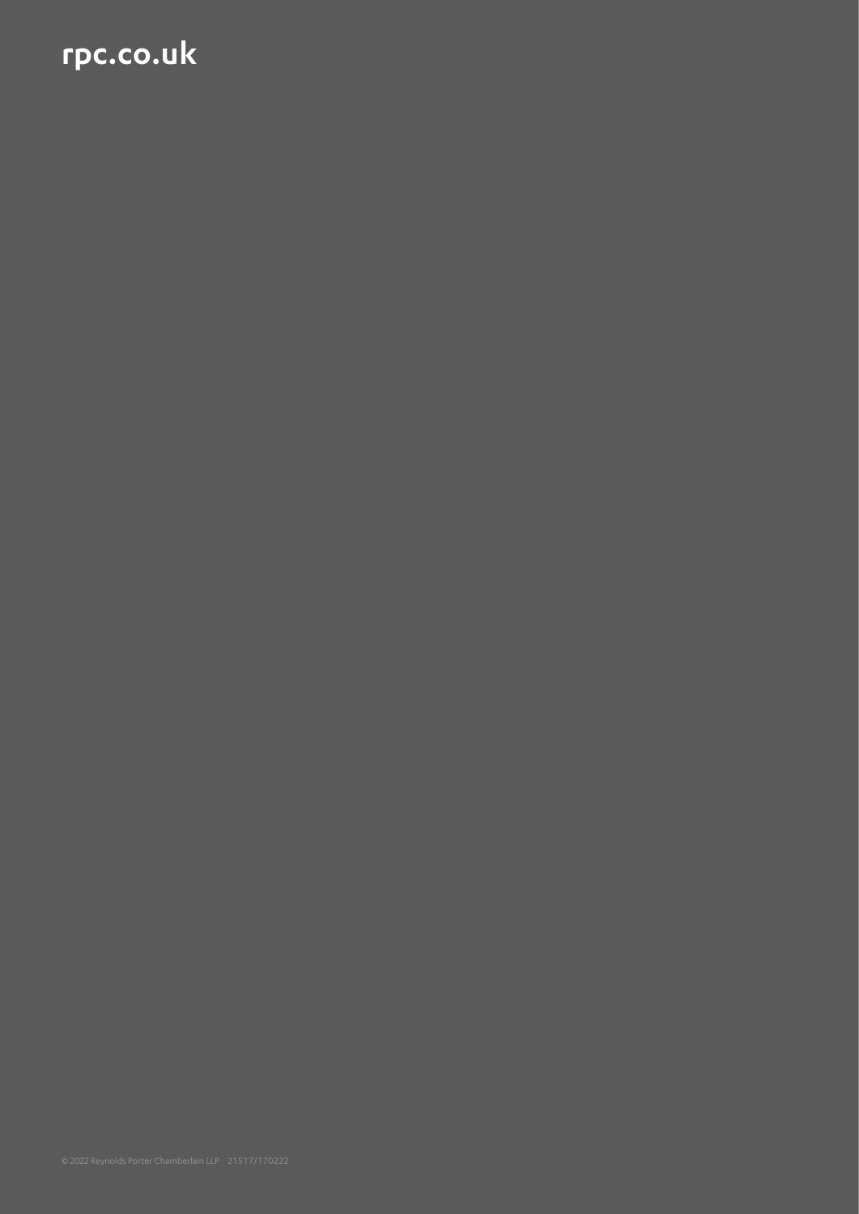rpc.co.uk

© 2022 Reynolds Porter Chamberlain LLP 21517/170222